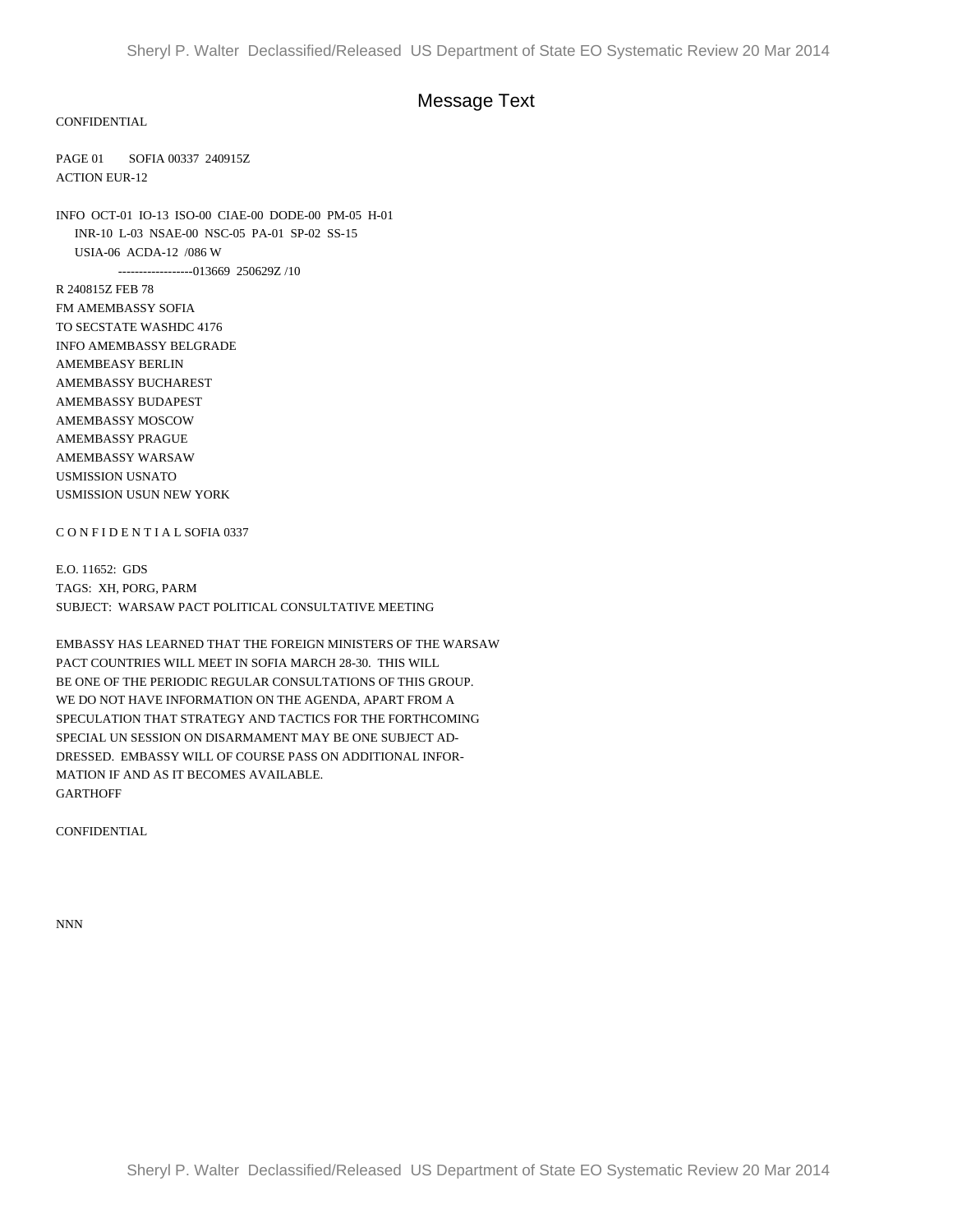# Message Text

CONFIDENTIAL

PAGE 01 SOFIA 00337 240915Z
ACTION EUR-12

INFO OCT-01 IO-13 ISO-00 CIAE-00 DODE-00 PM-05 H-01
INR-10 L-03 NSAE-00 NSC-05 PA-01 SP-02 SS-15
USIA-06 ACDA-12 /086 W
------------------013669 250629Z /10

R 240815Z FEB 78
FM AMEMBASSY SOFIA
TO SECSTATE WASHDC 4176
INFO AMEMBASSY BELGRADE
AMEMBEASY BERLIN
AMEMBASSY BUCHAREST
AMEMBASSY BUDAPEST
AMEMBASSY MOSCOW
AMEMBASSY PRAGUE
AMEMBASSY WARSAW
USMISSION USNATO
USMISSION USUN NEW YORK

C O N F I D E N T I A L SOFIA 0337

E.O. 11652: GDS
TAGS: XH, PORG, PARM
SUBJECT: WARSAW PACT POLITICAL CONSULTATIVE MEETING

EMBASSY HAS LEARNED THAT THE FOREIGN MINISTERS OF THE WARSAW PACT COUNTRIES WILL MEET IN SOFIA MARCH 28-30. THIS WILL BE ONE OF THE PERIODIC REGULAR CONSULTATIONS OF THIS GROUP. WE DO NOT HAVE INFORMATION ON THE AGENDA, APART FROM A SPECULATION THAT STRATEGY AND TACTICS FOR THE FORTHCOMING SPECIAL UN SESSION ON DISARMAMENT MAY BE ONE SUBJECT ADDRESSED. EMBASSY WILL OF COURSE PASS ON ADDITIONAL INFORMATION IF AND AS IT BECOMES AVAILABLE.
GARTHOFF

CONFIDENTIAL

NNN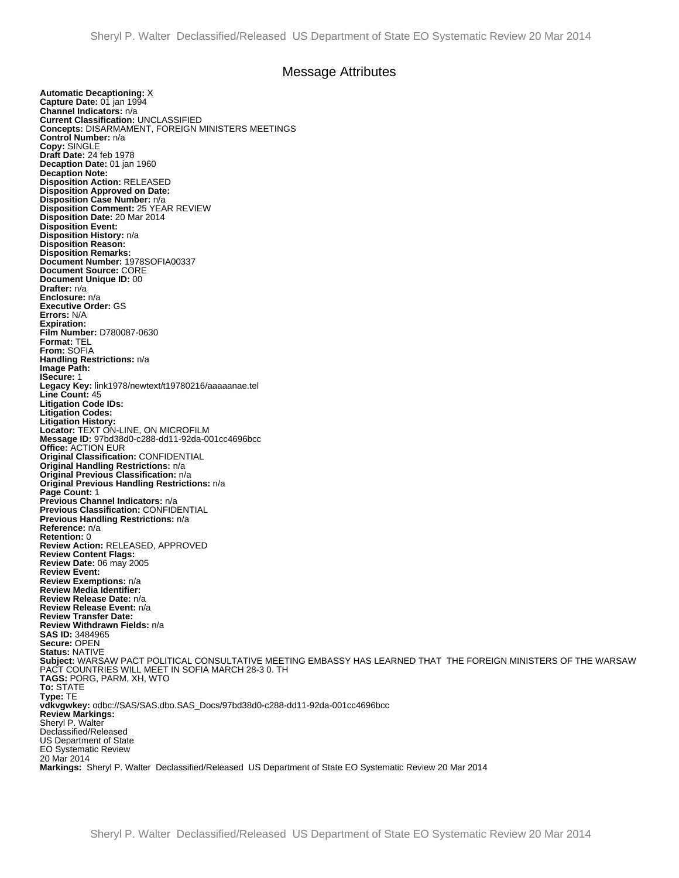# Message Attributes

**Automatic Decaptioning:** X
**Capture Date:** 01 jan 1994
**Channel Indicators:** n/a
**Current Classification:** UNCLASSIFIED
**Concepts:** DISARMAMENT, FOREIGN MINISTERS MEETINGS
**Control Number:** n/a
**Copy:** SINGLE
**Draft Date:** 24 feb 1978
**Decaption Date:** 01 jan 1960
**Decaption Note:**
**Disposition Action:** RELEASED
**Disposition Approved on Date:**
**Disposition Case Number:** n/a
**Disposition Comment:** 25 YEAR REVIEW
**Disposition Date:** 20 Mar 2014
**Disposition Event:**
**Disposition History:** n/a
**Disposition Reason:**
**Disposition Remarks:**
**Document Number:** 1978SOFIA00337
**Document Source:** CORE
**Document Unique ID:** 00
**Drafter:** n/a
**Enclosure:** n/a
**Executive Order:** GS
**Errors:** N/A
**Expiration:**
**Film Number:** D780087-0630
**Format:** TEL
**From:** SOFIA
**Handling Restrictions:** n/a
**Image Path:**
**ISecure:** 1
**Legacy Key:** link1978/newtext/t19780216/aaaaanae.tel
**Line Count:** 45
**Litigation Code IDs:**
**Litigation Codes:**
**Litigation History:**
**Locator:** TEXT ON-LINE, ON MICROFILM
**Message ID:** 97bd38d0-c288-dd11-92da-001cc4696bcc
**Office:** ACTION EUR
**Original Classification:** CONFIDENTIAL
**Original Handling Restrictions:** n/a
**Original Previous Classification:** n/a
**Original Previous Handling Restrictions:** n/a
**Page Count:** 1
**Previous Channel Indicators:** n/a
**Previous Classification:** CONFIDENTIAL
**Previous Handling Restrictions:** n/a
**Reference:** n/a
**Retention:** 0
**Review Action:** RELEASED, APPROVED
**Review Content Flags:**
**Review Date:** 06 may 2005
**Review Event:**
**Review Exemptions:** n/a
**Review Media Identifier:**
**Review Release Date:** n/a
**Review Release Event:** n/a
**Review Transfer Date:**
**Review Withdrawn Fields:** n/a
**SAS ID:** 3484965
**Secure:** OPEN
**Status:** NATIVE
**Subject:** WARSAW PACT POLITICAL CONSULTATIVE MEETING EMBASSY HAS LEARNED THAT THE FOREIGN MINISTERS OF THE WARSAW PACT COUNTRIES WILL MEET IN SOFIA MARCH 28-3 0. TH
**TAGS:** PORG, PARM, XH, WTO
**To:** STATE
**Type:** TE
**vdkvgwkey:** odbc://SAS/SAS.dbo.SAS_Docs/97bd38d0-c288-dd11-92da-001cc4696bcc
**Review Markings:**
Sheryl P. Walter
Declassified/Released
US Department of State
EO Systematic Review
20 Mar 2014
**Markings:** Sheryl P. Walter Declassified/Released US Department of State EO Systematic Review 20 Mar 2014